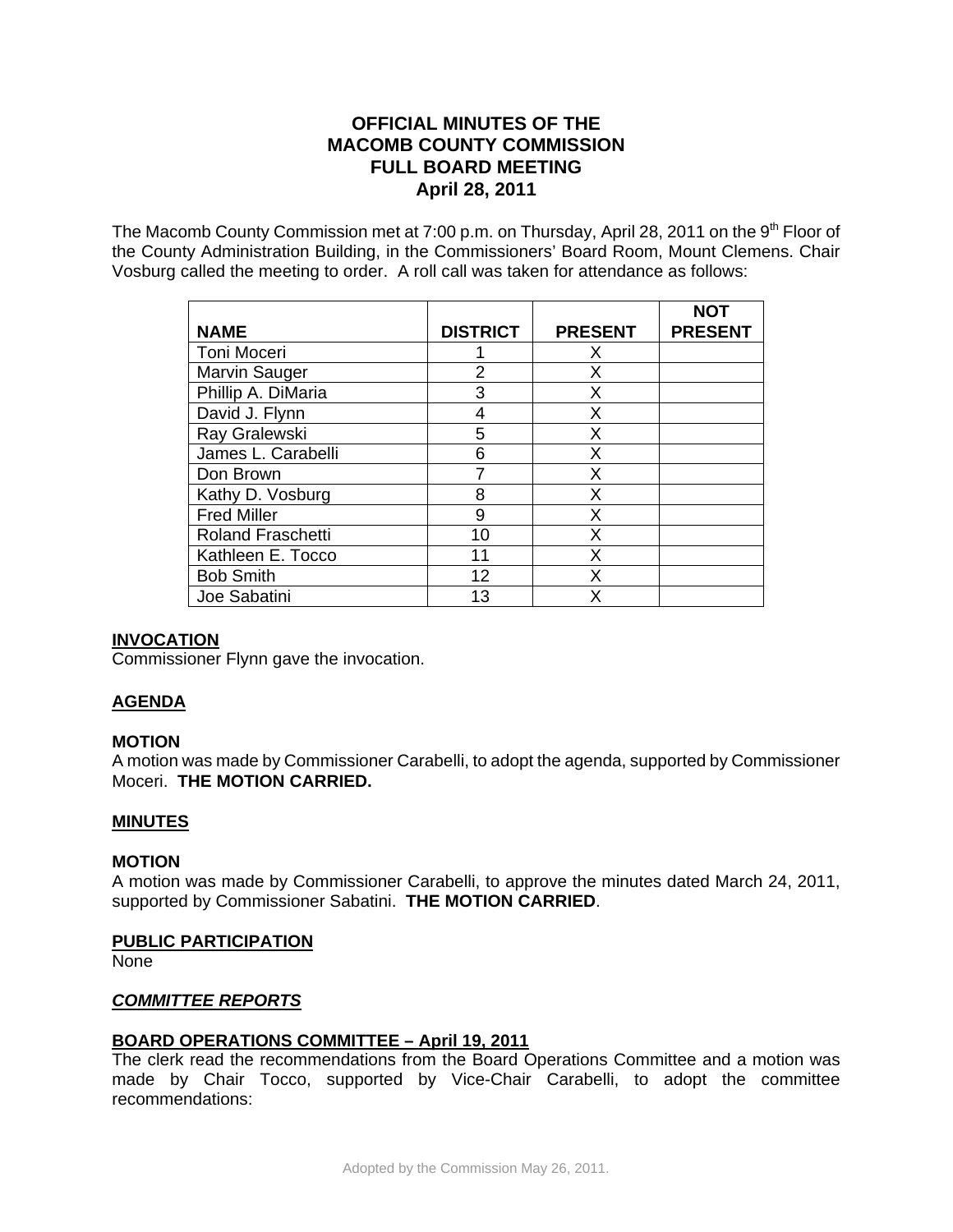# OFFICIAL MINUTES OF THE MACOMB COUNTY COMMISSION FULL BOARD MEETING April 28, 2011

The Macomb County Commission met at 7:00 p.m. on Thursday, April 28, 2011 on the 9th Floor of the County Administration Building, in the Commissioners' Board Room, Mount Clemens. Chair Vosburg called the meeting to order. A roll call was taken for attendance as follows:

| NAME | DISTRICT | PRESENT | NOT PRESENT |
|---|---|---|---|
| Toni Moceri | 1 | X | |
| Marvin Sauger | 2 | X | |
| Phillip A. DiMaria | 3 | X | |
| David J. Flynn | 4 | X | |
| Ray Gralewski | 5 | X | |
| James L. Carabelli | 6 | X | |
| Don Brown | 7 | X | |
| Kathy D. Vosburg | 8 | X | |
| Fred Miller | 9 | X | |
| Roland Fraschetti | 10 | X | |
| Kathleen E. Tocco | 11 | X | |
| Bob Smith | 12 | X | |
| Joe Sabatini | 13 | X | |

**INVOCATION**

Commissioner Flynn gave the invocation.

**AGENDA**

**MOTION**

A motion was made by Commissioner Carabelli, to adopt the agenda, supported by Commissioner Moceri. **THE MOTION CARRIED.**

**MINUTES**

**MOTION**

A motion was made by Commissioner Carabelli, to approve the minutes dated March 24, 2011, supported by Commissioner Sabatini. **THE MOTION CARRIED**.

**PUBLIC PARTICIPATION**

None

***COMMITTEE REPORTS***

**BOARD OPERATIONS COMMITTEE – April 19, 2011**

The clerk read the recommendations from the Board Operations Committee and a motion was made by Chair Tocco, supported by Vice-Chair Carabelli, to adopt the committee recommendations:

Adopted by the Commission May 26, 2011.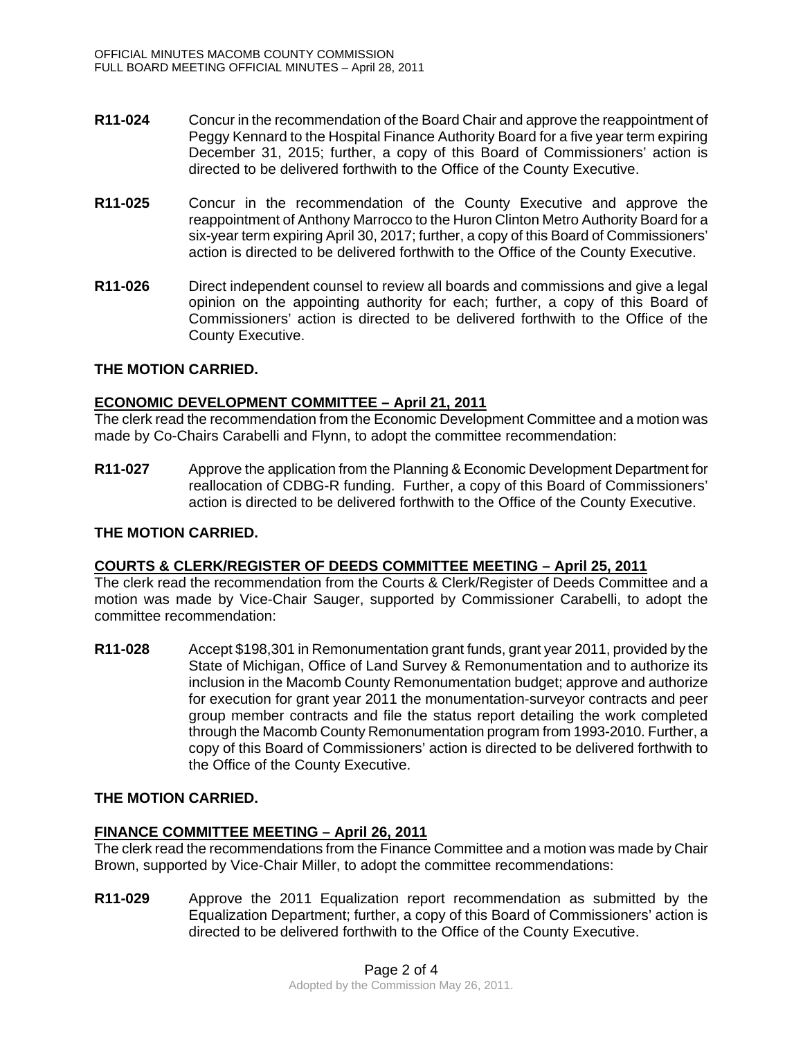**R11-024** Concur in the recommendation of the Board Chair and approve the reappointment of Peggy Kennard to the Hospital Finance Authority Board for a five year term expiring December 31, 2015; further, a copy of this Board of Commissioners' action is directed to be delivered forthwith to the Office of the County Executive.

**R11-025** Concur in the recommendation of the County Executive and approve the reappointment of Anthony Marrocco to the Huron Clinton Metro Authority Board for a six-year term expiring April 30, 2017; further, a copy of this Board of Commissioners' action is directed to be delivered forthwith to the Office of the County Executive.

**R11-026** Direct independent counsel to review all boards and commissions and give a legal opinion on the appointing authority for each; further, a copy of this Board of Commissioners' action is directed to be delivered forthwith to the Office of the County Executive.

**THE MOTION CARRIED.**

**ECONOMIC DEVELOPMENT COMMITTEE – April 21, 2011**

The clerk read the recommendation from the Economic Development Committee and a motion was made by Co-Chairs Carabelli and Flynn, to adopt the committee recommendation:

**R11-027** Approve the application from the Planning & Economic Development Department for reallocation of CDBG-R funding. Further, a copy of this Board of Commissioners' action is directed to be delivered forthwith to the Office of the County Executive.

**THE MOTION CARRIED.**

**COURTS & CLERK/REGISTER OF DEEDS COMMITTEE MEETING – April 25, 2011**

The clerk read the recommendation from the Courts & Clerk/Register of Deeds Committee and a motion was made by Vice-Chair Sauger, supported by Commissioner Carabelli, to adopt the committee recommendation:

**R11-028** Accept $198,301 in Remonumentation grant funds, grant year 2011, provided by the State of Michigan, Office of Land Survey & Remonumentation and to authorize its inclusion in the Macomb County Remonumentation budget; approve and authorize for execution for grant year 2011 the monumentation-surveyor contracts and peer group member contracts and file the status report detailing the work completed through the Macomb County Remonumentation program from 1993-2010. Further, a copy of this Board of Commissioners' action is directed to be delivered forthwith to the Office of the County Executive.

**THE MOTION CARRIED.**

**FINANCE COMMITTEE MEETING – April 26, 2011**

The clerk read the recommendations from the Finance Committee and a motion was made by Chair Brown, supported by Vice-Chair Miller, to adopt the committee recommendations:

**R11-029** Approve the 2011 Equalization report recommendation as submitted by the Equalization Department; further, a copy of this Board of Commissioners' action is directed to be delivered forthwith to the Office of the County Executive.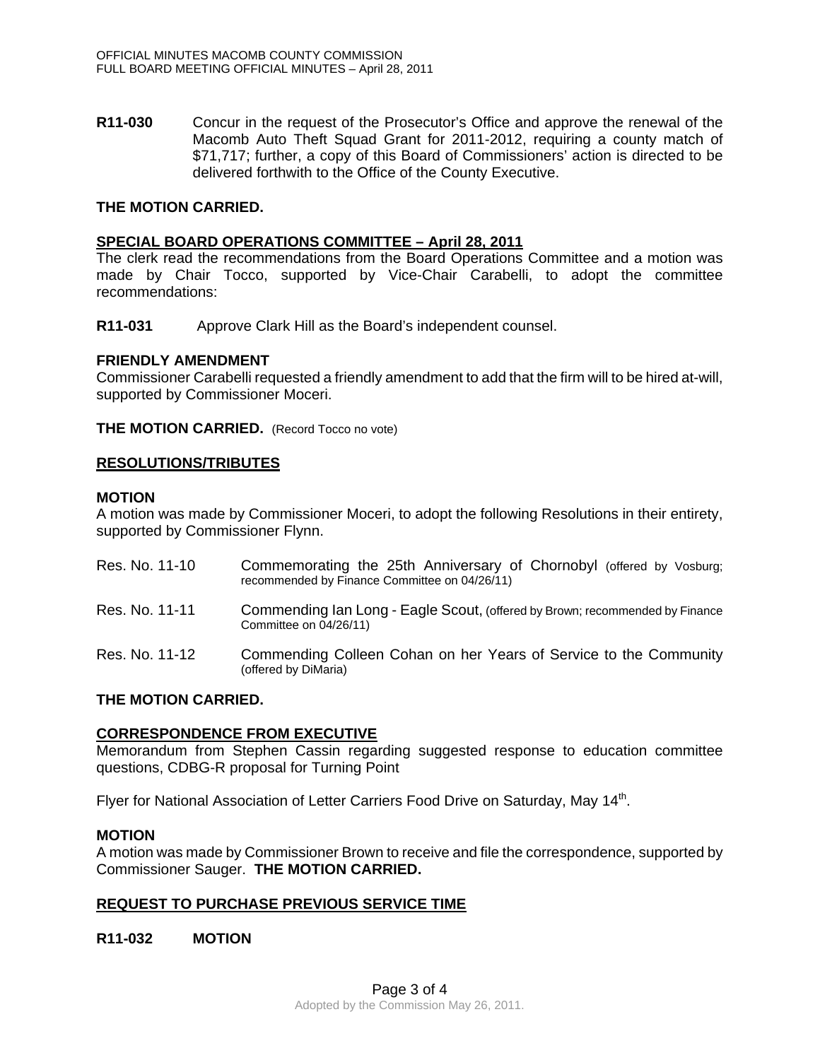**R11-030** Concur in the request of the Prosecutor's Office and approve the renewal of the Macomb Auto Theft Squad Grant for 2011-2012, requiring a county match of $71,717; further, a copy of this Board of Commissioners' action is directed to be delivered forthwith to the Office of the County Executive.

**THE MOTION CARRIED.**

**SPECIAL BOARD OPERATIONS COMMITTEE – April 28, 2011**

The clerk read the recommendations from the Board Operations Committee and a motion was made by Chair Tocco, supported by Vice-Chair Carabelli, to adopt the committee recommendations:

**R11-031** Approve Clark Hill as the Board's independent counsel.

**FRIENDLY AMENDMENT**

Commissioner Carabelli requested a friendly amendment to add that the firm will to be hired at-will, supported by Commissioner Moceri.

**THE MOTION CARRIED.** (Record Tocco no vote)

**RESOLUTIONS/TRIBUTES**

**MOTION**

A motion was made by Commissioner Moceri, to adopt the following Resolutions in their entirety, supported by Commissioner Flynn.

Res. No. 11-10 Commemorating the 25th Anniversary of Chornobyl (offered by Vosburg; recommended by Finance Committee on 04/26/11)

Res. No. 11-11 Commending Ian Long - Eagle Scout, (offered by Brown; recommended by Finance Committee on 04/26/11)

Res. No. 11-12 Commending Colleen Cohan on her Years of Service to the Community (offered by DiMaria)

**THE MOTION CARRIED.**

**CORRESPONDENCE FROM EXECUTIVE**

Memorandum from Stephen Cassin regarding suggested response to education committee questions, CDBG-R proposal for Turning Point

Flyer for National Association of Letter Carriers Food Drive on Saturday, May 14th.

**MOTION**

A motion was made by Commissioner Brown to receive and file the correspondence, supported by Commissioner Sauger. **THE MOTION CARRIED.**

**REQUEST TO PURCHASE PREVIOUS SERVICE TIME**

**R11-032 MOTION**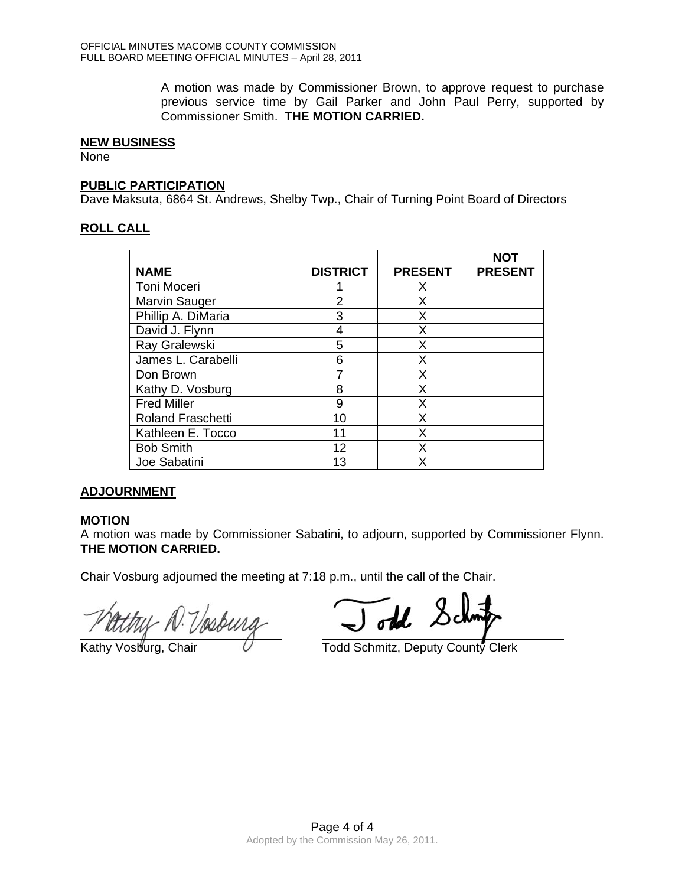A motion was made by Commissioner Brown, to approve request to purchase previous service time by Gail Parker and John Paul Perry, supported by Commissioner Smith. **THE MOTION CARRIED.**

## NEW BUSINESS

None

## PUBLIC PARTICIPATION

Dave Maksuta, 6864 St. Andrews, Shelby Twp., Chair of Turning Point Board of Directors

## ROLL CALL

| NAME | DISTRICT | PRESENT | NOT PRESENT |
|---|---|---|---|
| Toni Moceri | 1 | X | |
| Marvin Sauger | 2 | X | |
| Phillip A. DiMaria | 3 | X | |
| David J. Flynn | 4 | X | |
| Ray Gralewski | 5 | X | |
| James L. Carabelli | 6 | X | |
| Don Brown | 7 | X | |
| Kathy D. Vosburg | 8 | X | |
| Fred Miller | 9 | X | |
| Roland Fraschetti | 10 | X | |
| Kathleen E. Tocco | 11 | X | |
| Bob Smith | 12 | X | |
| Joe Sabatini | 13 | X | |

## ADJOURNMENT

**MOTION**

A motion was made by Commissioner Sabatini, to adjourn, supported by Commissioner Flynn. **THE MOTION CARRIED.**

Chair Vosburg adjourned the meeting at 7:18 p.m., until the call of the Chair.

Kathy Vosburg, Chair

Todd Schmitz, Deputy County Clerk

Adopted by the Commission May 26, 2011.